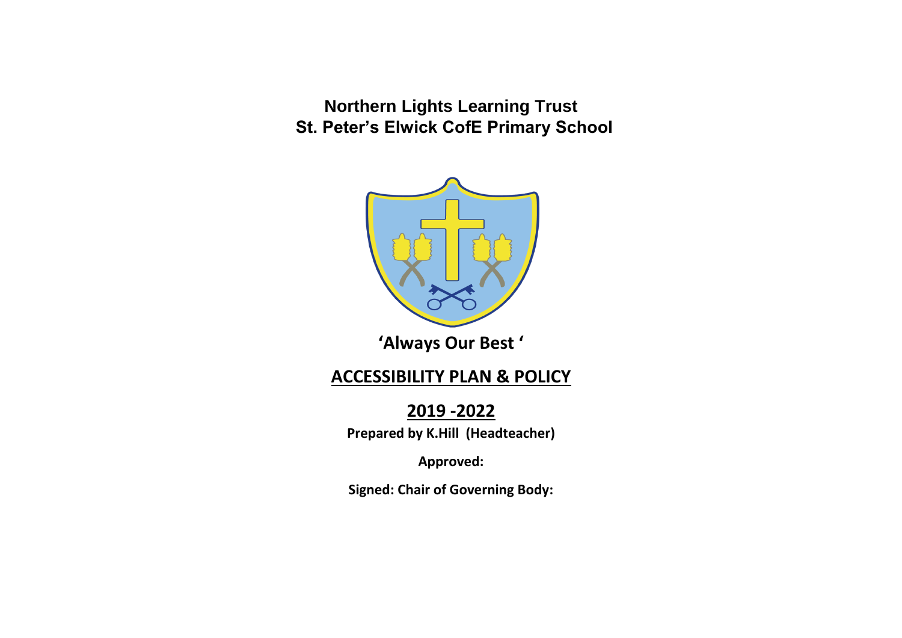**Northern Lights Learning Trust**
**St. Peter's Elwick CofE Primary School**

**'Always Our Best '**

# ACCESSIBILITY PLAN & POLICY

## 2019 -2022

**Prepared by K.Hill (Headteacher)**

**Approved:**

**Signed: Chair of Governing Body:**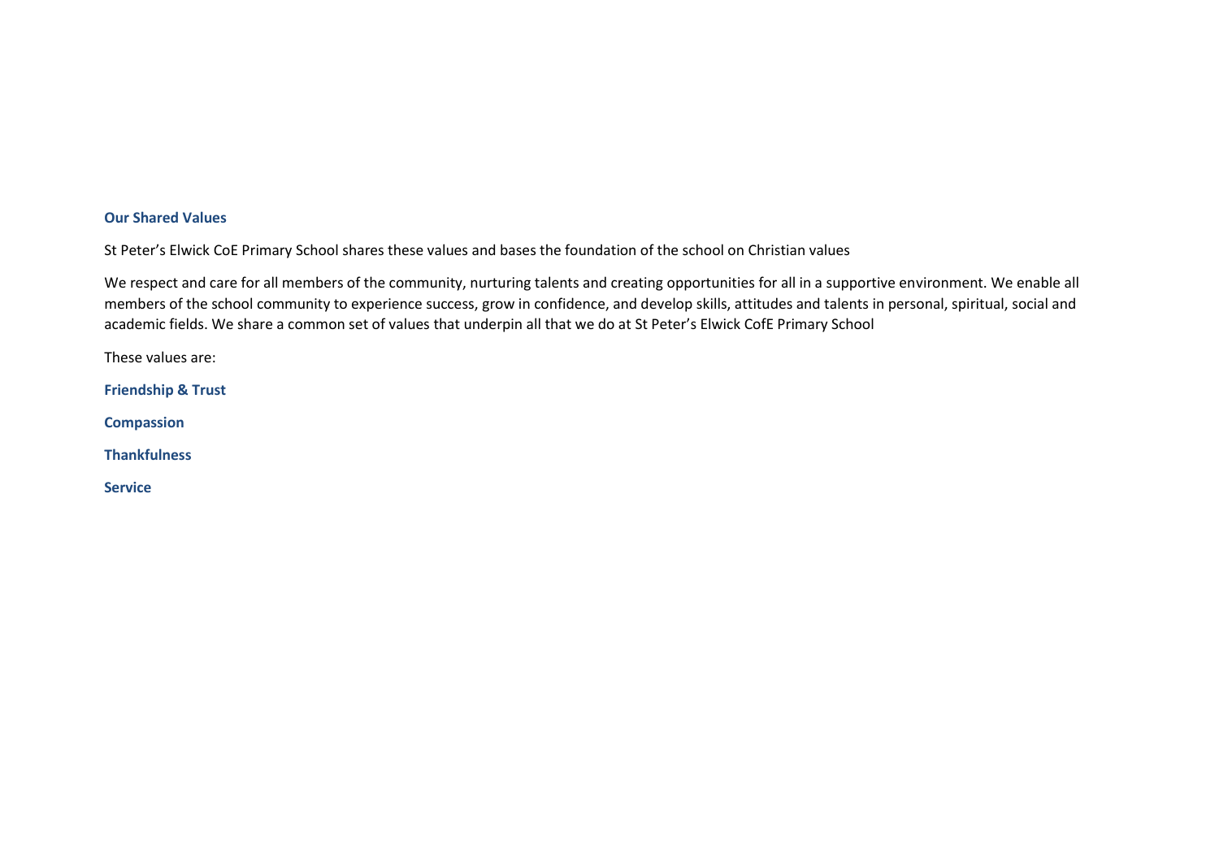## Our Shared Values

St Peter’s Elwick CoE Primary School shares these values and bases the foundation of the school on Christian values

We respect and care for all members of the community, nurturing talents and creating opportunities for all in a supportive environment. We enable all members of the school community to experience success, grow in confidence, and develop skills, attitudes and talents in personal, spiritual, social and academic fields. We share a common set of values that underpin all that we do at St Peter’s Elwick CofE Primary School

These values are:

**Friendship & Trust**

**Compassion**

**Thankfulness**

**Service**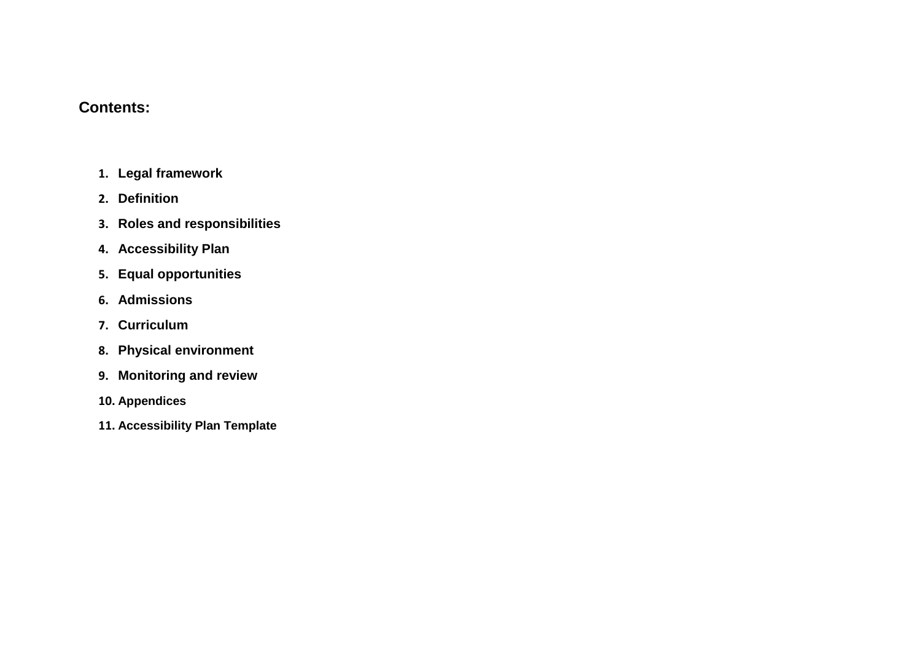**Contents:**

1. **Legal framework**
2. **Definition**
3. **Roles and responsibilities**
4. **Accessibility Plan**
5. **Equal opportunities**
6. **Admissions**
7. **Curriculum**
8. **Physical environment**
9. **Monitoring and review**
10. **Appendices**
11. **Accessibility Plan Template**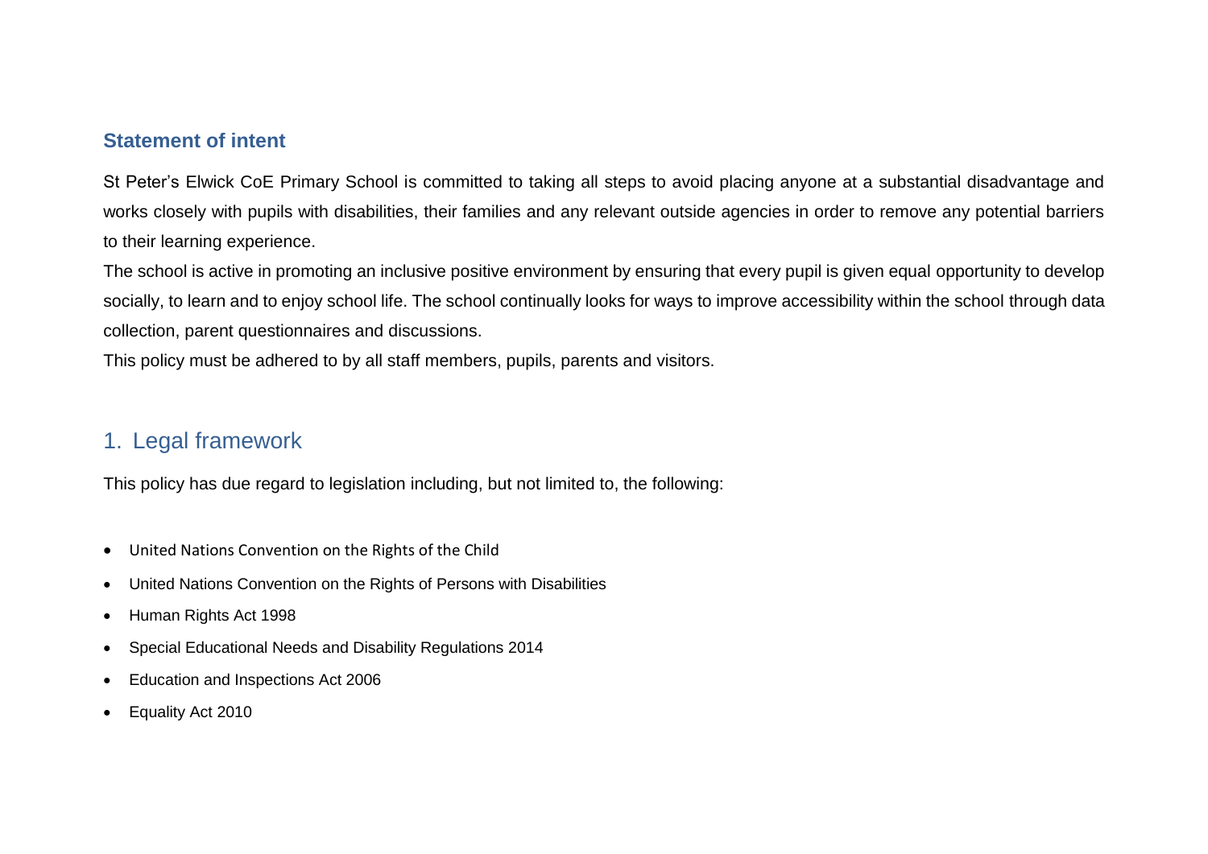## Statement of intent

St Peter's Elwick CoE Primary School is committed to taking all steps to avoid placing anyone at a substantial disadvantage and works closely with pupils with disabilities, their families and any relevant outside agencies in order to remove any potential barriers to their learning experience.

The school is active in promoting an inclusive positive environment by ensuring that every pupil is given equal opportunity to develop socially, to learn and to enjoy school life. The school continually looks for ways to improve accessibility within the school through data collection, parent questionnaires and discussions.

This policy must be adhered to by all staff members, pupils, parents and visitors.

## 1. Legal framework

This policy has due regard to legislation including, but not limited to, the following:

- United Nations Convention on the Rights of the Child
- United Nations Convention on the Rights of Persons with Disabilities
- Human Rights Act 1998
- Special Educational Needs and Disability Regulations 2014
- Education and Inspections Act 2006
- Equality Act 2010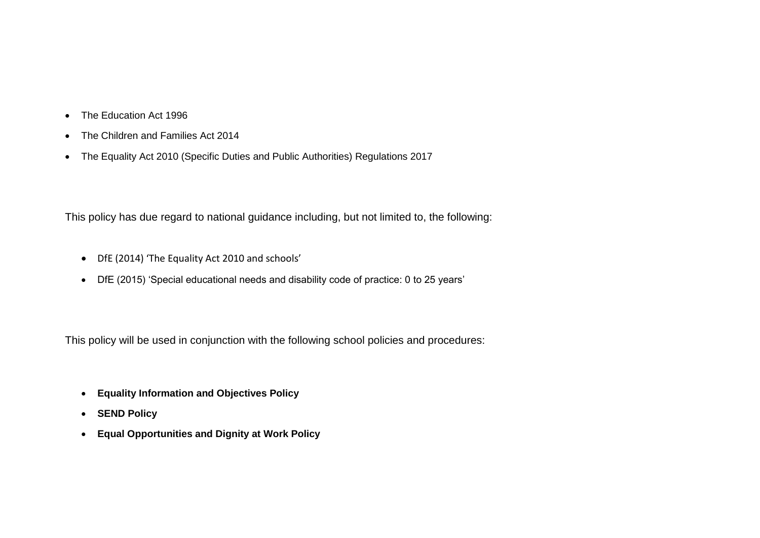- The Education Act 1996
- The Children and Families Act 2014
- The Equality Act 2010 (Specific Duties and Public Authorities) Regulations 2017

This policy has due regard to national guidance including, but not limited to, the following:

- DfE (2014) 'The Equality Act 2010 and schools'
- DfE (2015) 'Special educational needs and disability code of practice: 0 to 25 years'

This policy will be used in conjunction with the following school policies and procedures:

- **Equality Information and Objectives Policy**
- **SEND Policy**
- **Equal Opportunities and Dignity at Work Policy**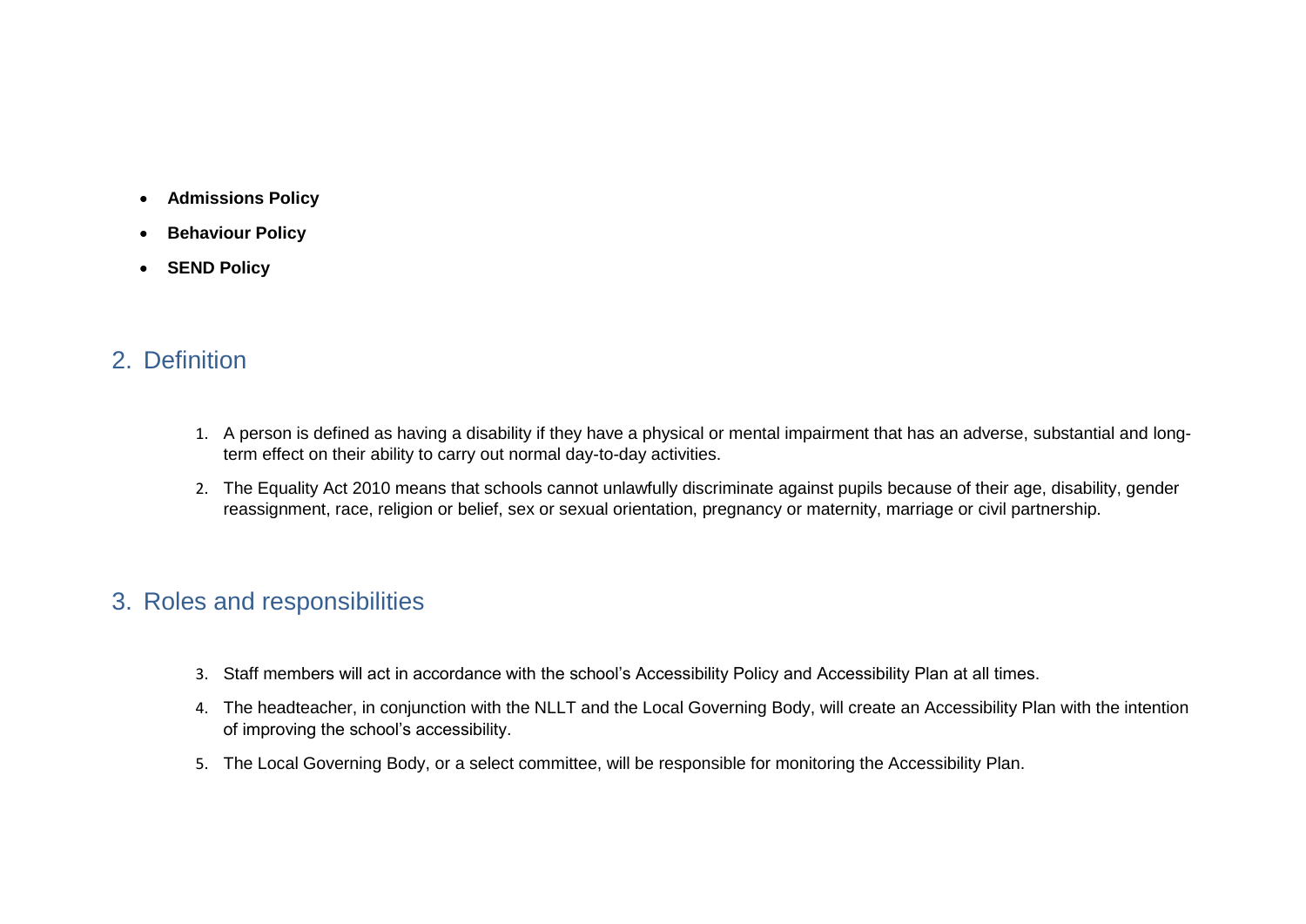- **Admissions Policy**
- **Behaviour Policy**
- **SEND Policy**

## 2. Definition

1. A person is defined as having a disability if they have a physical or mental impairment that has an adverse, substantial and long-term effect on their ability to carry out normal day-to-day activities.
2. The Equality Act 2010 means that schools cannot unlawfully discriminate against pupils because of their age, disability, gender reassignment, race, religion or belief, sex or sexual orientation, pregnancy or maternity, marriage or civil partnership.

## 3. Roles and responsibilities

3. Staff members will act in accordance with the school's Accessibility Policy and Accessibility Plan at all times.
4. The headteacher, in conjunction with the NLLT and the Local Governing Body, will create an Accessibility Plan with the intention of improving the school's accessibility.
5. The Local Governing Body, or a select committee, will be responsible for monitoring the Accessibility Plan.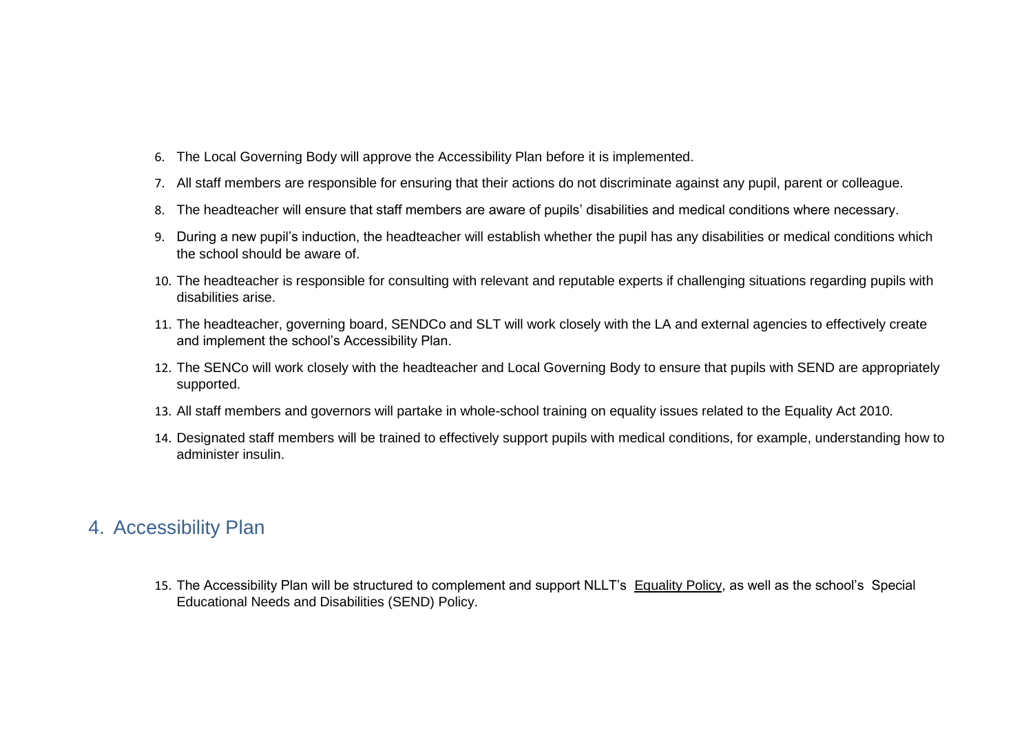6. The Local Governing Body will approve the Accessibility Plan before it is implemented.
7. All staff members are responsible for ensuring that their actions do not discriminate against any pupil, parent or colleague.
8. The headteacher will ensure that staff members are aware of pupils' disabilities and medical conditions where necessary.
9. During a new pupil's induction, the headteacher will establish whether the pupil has any disabilities or medical conditions which the school should be aware of.
10. The headteacher is responsible for consulting with relevant and reputable experts if challenging situations regarding pupils with disabilities arise.
11. The headteacher, governing board, SENDCo and SLT will work closely with the LA and external agencies to effectively create and implement the school's Accessibility Plan.
12. The SENCo will work closely with the headteacher and Local Governing Body to ensure that pupils with SEND are appropriately supported.
13. All staff members and governors will partake in whole-school training on equality issues related to the Equality Act 2010.
14. Designated staff members will be trained to effectively support pupils with medical conditions, for example, understanding how to administer insulin.

## 4. Accessibility Plan

15. The Accessibility Plan will be structured to complement and support NLLT's Equality Policy, as well as the school's Special Educational Needs and Disabilities (SEND) Policy.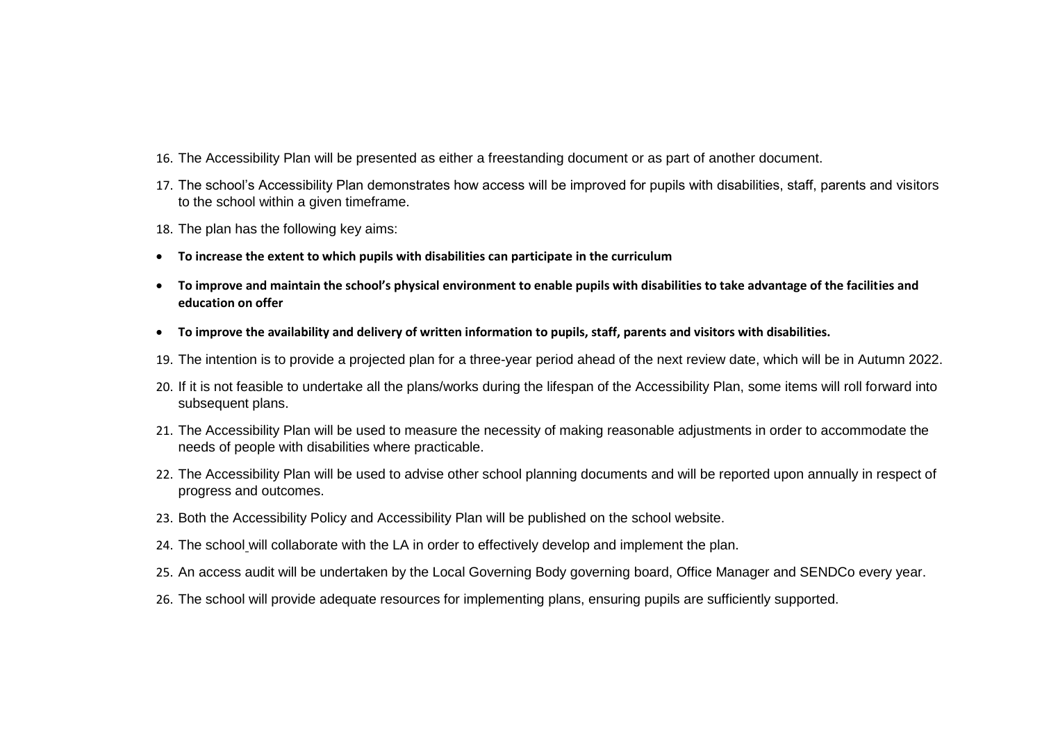16. The Accessibility Plan will be presented as either a freestanding document or as part of another document.
17. The school's Accessibility Plan demonstrates how access will be improved for pupils with disabilities, staff, parents and visitors to the school within a given timeframe.
18. The plan has the following key aims:

- **To increase the extent to which pupils with disabilities can participate in the curriculum**
- **To improve and maintain the school's physical environment to enable pupils with disabilities to take advantage of the facilities and education on offer**
- **To improve the availability and delivery of written information to pupils, staff, parents and visitors with disabilities.**

19. The intention is to provide a projected plan for a three-year period ahead of the next review date, which will be in Autumn 2022.
20. If it is not feasible to undertake all the plans/works during the lifespan of the Accessibility Plan, some items will roll forward into subsequent plans.
21. The Accessibility Plan will be used to measure the necessity of making reasonable adjustments in order to accommodate the needs of people with disabilities where practicable.
22. The Accessibility Plan will be used to advise other school planning documents and will be reported upon annually in respect of progress and outcomes.
23. Both the Accessibility Policy and Accessibility Plan will be published on the school website.
24. The school will collaborate with the LA in order to effectively develop and implement the plan.
25. An access audit will be undertaken by the Local Governing Body governing board, Office Manager and SENDCo every year.
26. The school will provide adequate resources for implementing plans, ensuring pupils are sufficiently supported.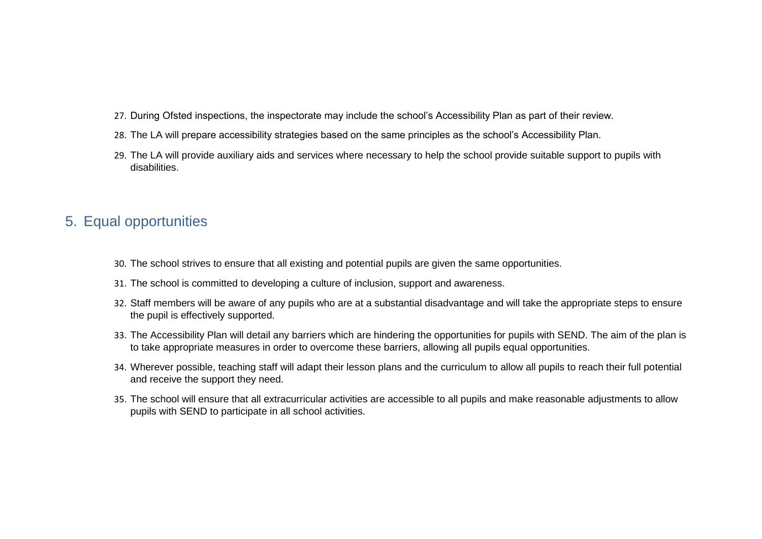27. During Ofsted inspections, the inspectorate may include the school's Accessibility Plan as part of their review.
28. The LA will prepare accessibility strategies based on the same principles as the school's Accessibility Plan.
29. The LA will provide auxiliary aids and services where necessary to help the school provide suitable support to pupils with disabilities.

## 5. Equal opportunities

30. The school strives to ensure that all existing and potential pupils are given the same opportunities.
31. The school is committed to developing a culture of inclusion, support and awareness.
32. Staff members will be aware of any pupils who are at a substantial disadvantage and will take the appropriate steps to ensure the pupil is effectively supported.
33. The Accessibility Plan will detail any barriers which are hindering the opportunities for pupils with SEND. The aim of the plan is to take appropriate measures in order to overcome these barriers, allowing all pupils equal opportunities.
34. Wherever possible, teaching staff will adapt their lesson plans and the curriculum to allow all pupils to reach their full potential and receive the support they need.
35. The school will ensure that all extracurricular activities are accessible to all pupils and make reasonable adjustments to allow pupils with SEND to participate in all school activities.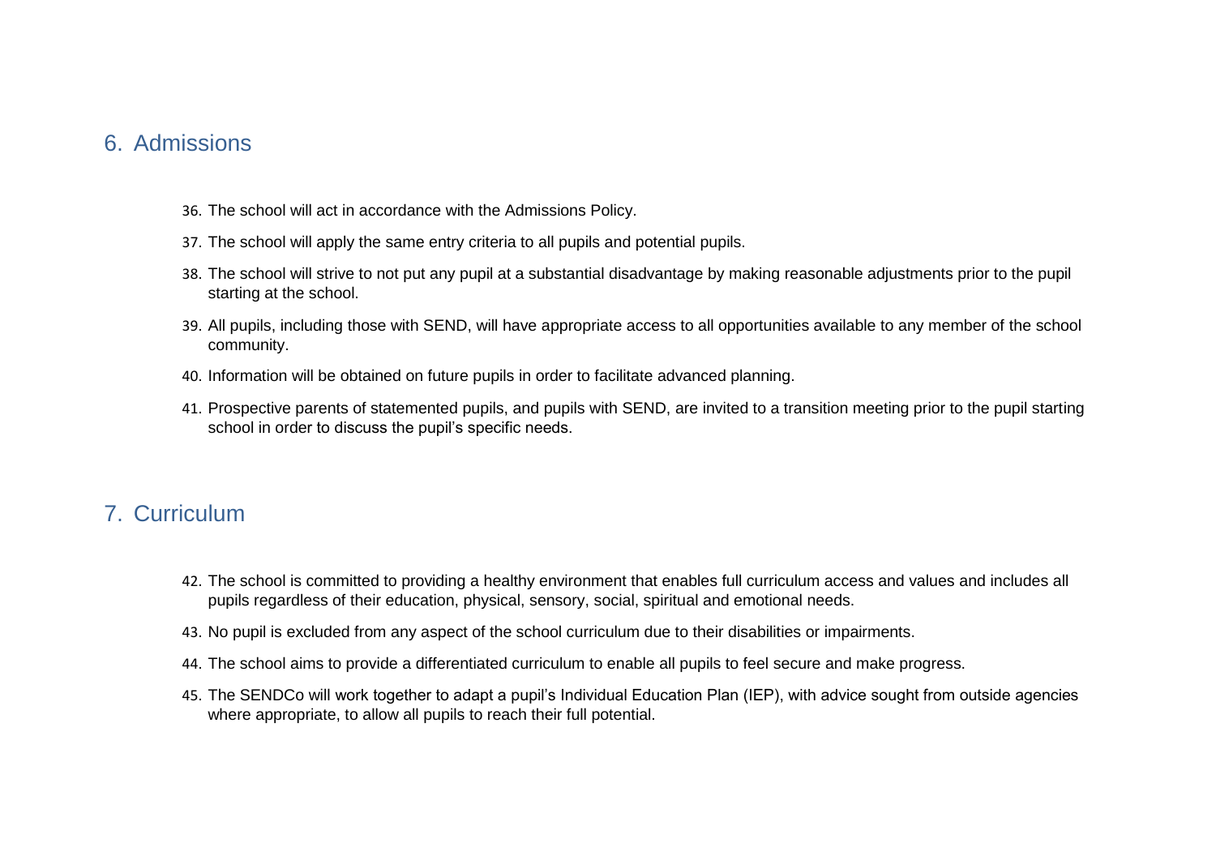## 6. Admissions

36. The school will act in accordance with the Admissions Policy.
37. The school will apply the same entry criteria to all pupils and potential pupils.
38. The school will strive to not put any pupil at a substantial disadvantage by making reasonable adjustments prior to the pupil starting at the school.
39. All pupils, including those with SEND, will have appropriate access to all opportunities available to any member of the school community.
40. Information will be obtained on future pupils in order to facilitate advanced planning.
41. Prospective parents of statemented pupils, and pupils with SEND, are invited to a transition meeting prior to the pupil starting school in order to discuss the pupil's specific needs.

## 7. Curriculum

42. The school is committed to providing a healthy environment that enables full curriculum access and values and includes all pupils regardless of their education, physical, sensory, social, spiritual and emotional needs.
43. No pupil is excluded from any aspect of the school curriculum due to their disabilities or impairments.
44. The school aims to provide a differentiated curriculum to enable all pupils to feel secure and make progress.
45. The SENDCo will work together to adapt a pupil's Individual Education Plan (IEP), with advice sought from outside agencies where appropriate, to allow all pupils to reach their full potential.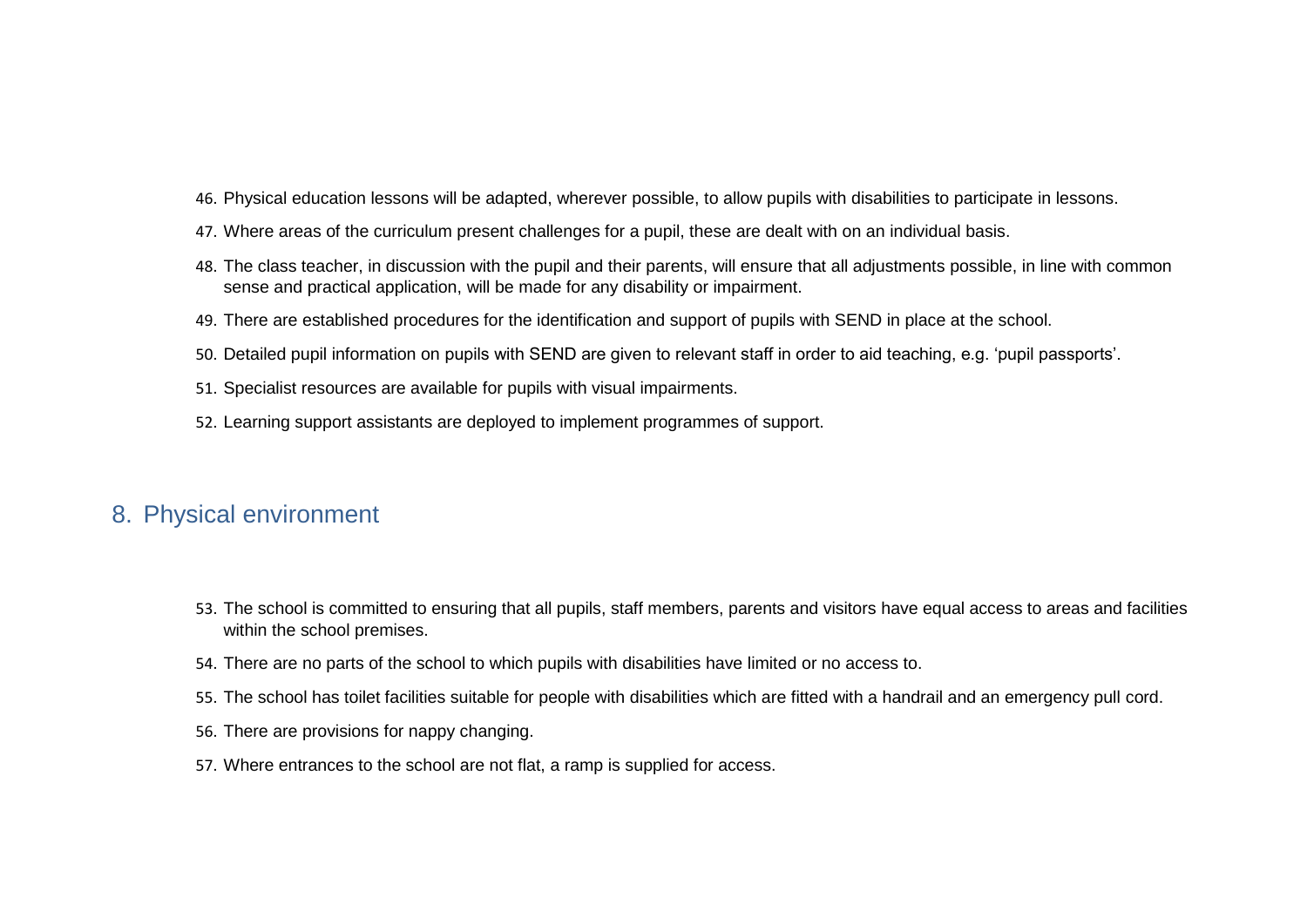46. Physical education lessons will be adapted, wherever possible, to allow pupils with disabilities to participate in lessons.
47. Where areas of the curriculum present challenges for a pupil, these are dealt with on an individual basis.
48. The class teacher, in discussion with the pupil and their parents, will ensure that all adjustments possible, in line with common sense and practical application, will be made for any disability or impairment.
49. There are established procedures for the identification and support of pupils with SEND in place at the school.
50. Detailed pupil information on pupils with SEND are given to relevant staff in order to aid teaching, e.g. 'pupil passports'.
51. Specialist resources are available for pupils with visual impairments.
52. Learning support assistants are deployed to implement programmes of support.

## 8. Physical environment

53. The school is committed to ensuring that all pupils, staff members, parents and visitors have equal access to areas and facilities within the school premises.
54. There are no parts of the school to which pupils with disabilities have limited or no access to.
55. The school has toilet facilities suitable for people with disabilities which are fitted with a handrail and an emergency pull cord.
56. There are provisions for nappy changing.
57. Where entrances to the school are not flat, a ramp is supplied for access.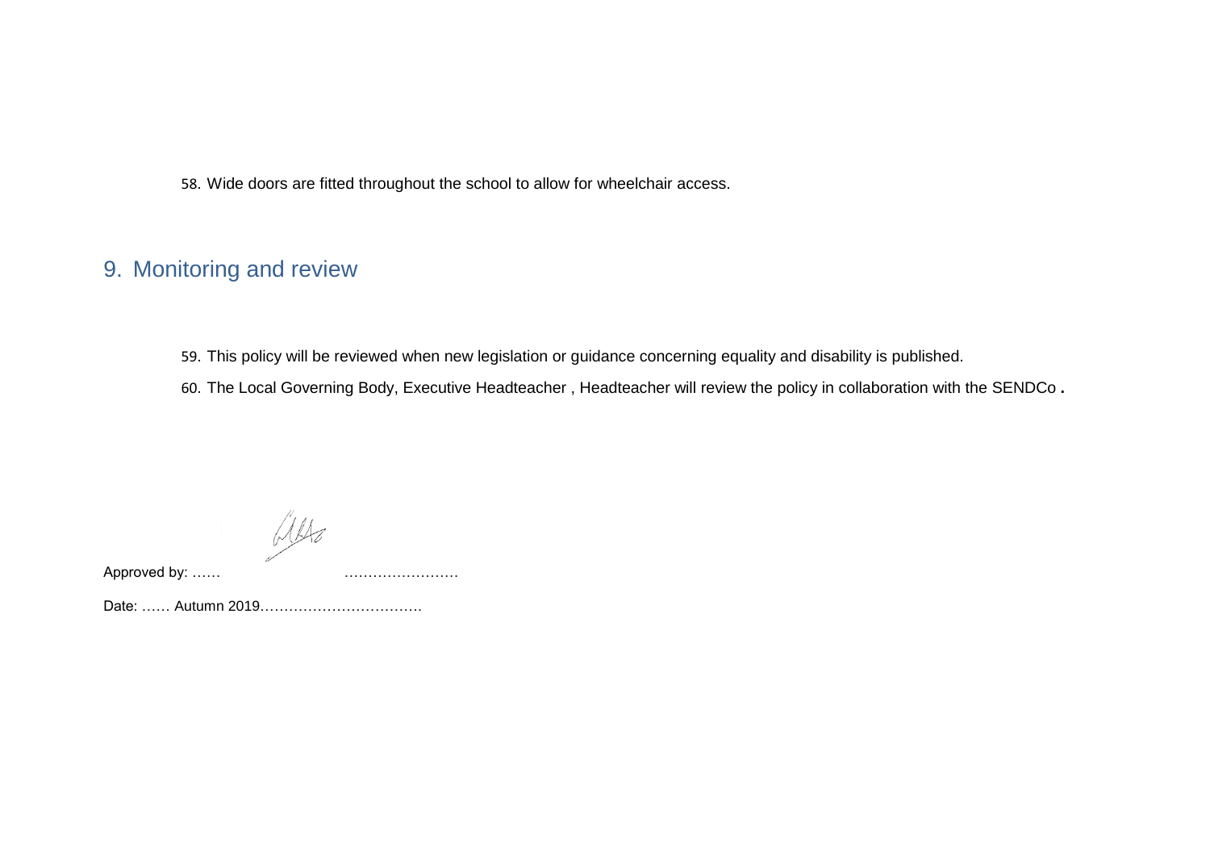58. Wide doors are fitted throughout the school to allow for wheelchair access.

## 9. Monitoring and review

59. This policy will be reviewed when new legislation or guidance concerning equality and disability is published.
60. The Local Governing Body, Executive Headteacher , Headteacher will review the policy in collaboration with the SENDCo **.**

Approved by: …… ……………………

Date: …… Autumn 2019…………………………….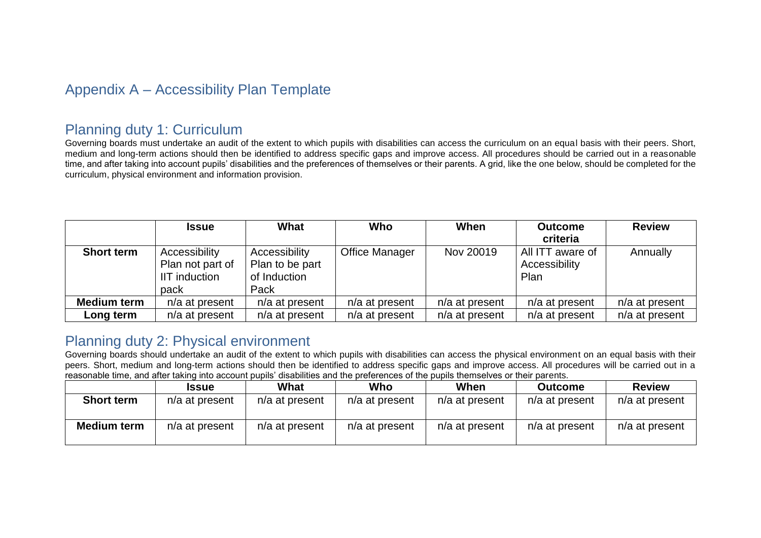# Appendix A – Accessibility Plan Template

## Planning duty 1: Curriculum

Governing boards must undertake an audit of the extent to which pupils with disabilities can access the curriculum on an equal basis with their peers. Short, medium and long-term actions should then be identified to address specific gaps and improve access. All procedures should be carried out in a reasonable time, and after taking into account pupils' disabilities and the preferences of themselves or their parents. A grid, like the one below, should be completed for the curriculum, physical environment and information provision.

| | Issue | What | Who | When | Outcome criteria | Review |
|---|---|---|---|---|---|---|
| **Short term** | Accessibility Plan not part of IIT induction pack | Accessibility Plan to be part of Induction Pack | Office Manager | Nov 20019 | All ITT aware of Accessibility Plan | Annually |
| **Medium term** | n/a at present | n/a at present | n/a at present | n/a at present | n/a at present | n/a at present |
| **Long term** | n/a at present | n/a at present | n/a at present | n/a at present | n/a at present | n/a at present |

## Planning duty 2: Physical environment

Governing boards should undertake an audit of the extent to which pupils with disabilities can access the physical environment on an equal basis with their peers. Short, medium and long-term actions should then be identified to address specific gaps and improve access. All procedures will be carried out in a reasonable time, and after taking into account pupils' disabilities and the preferences of the pupils themselves or their parents.

| | Issue | What | Who | When | Outcome | Review |
|---|---|---|---|---|---|---|
| **Short term** | n/a at present | n/a at present | n/a at present | n/a at present | n/a at present | n/a at present |
| **Medium term** | n/a at present | n/a at present | n/a at present | n/a at present | n/a at present | n/a at present |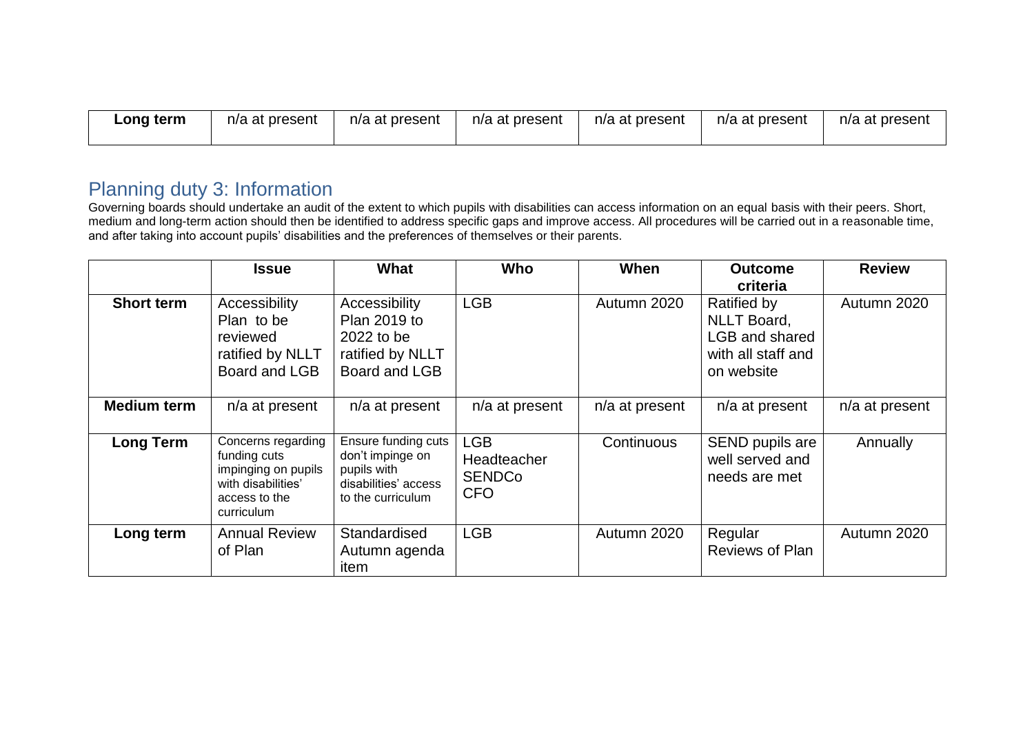| | | | | | | |
|---|---|---|---|---|---|---|
| **Long term** | n/a at present | n/a at present | n/a at present | n/a at present | n/a at present | n/a at present |

## Planning duty 3: Information

Governing boards should undertake an audit of the extent to which pupils with disabilities can access information on an equal basis with their peers. Short, medium and long-term action should then be identified to address specific gaps and improve access. All procedures will be carried out in a reasonable time, and after taking into account pupils' disabilities and the preferences of themselves or their parents.

| | Issue | What | Who | When | Outcome criteria | Review |
|---|---|---|---|---|---|---|
| **Short term** | Accessibility Plan to be reviewed ratified by NLLT Board and LGB | Accessibility Plan 2019 to 2022 to be ratified by NLLT Board and LGB | LGB | Autumn 2020 | Ratified by NLLT Board, LGB and shared with all staff and on website | Autumn 2020 |
| **Medium term** | n/a at present | n/a at present | n/a at present | n/a at present | n/a at present | n/a at present |
| **Long Term** | Concerns regarding funding cuts impinging on pupils with disabilities' access to the curriculum | Ensure funding cuts don't impinge on pupils with disabilities' access to the curriculum | LGB<br>Headteacher<br>SENDCo<br>CFO | Continuous | SEND pupils are well served and needs are met | Annually |
| **Long term** | Annual Review of Plan | Standardised Autumn agenda item | LGB | Autumn 2020 | Regular Reviews of Plan | Autumn 2020 |